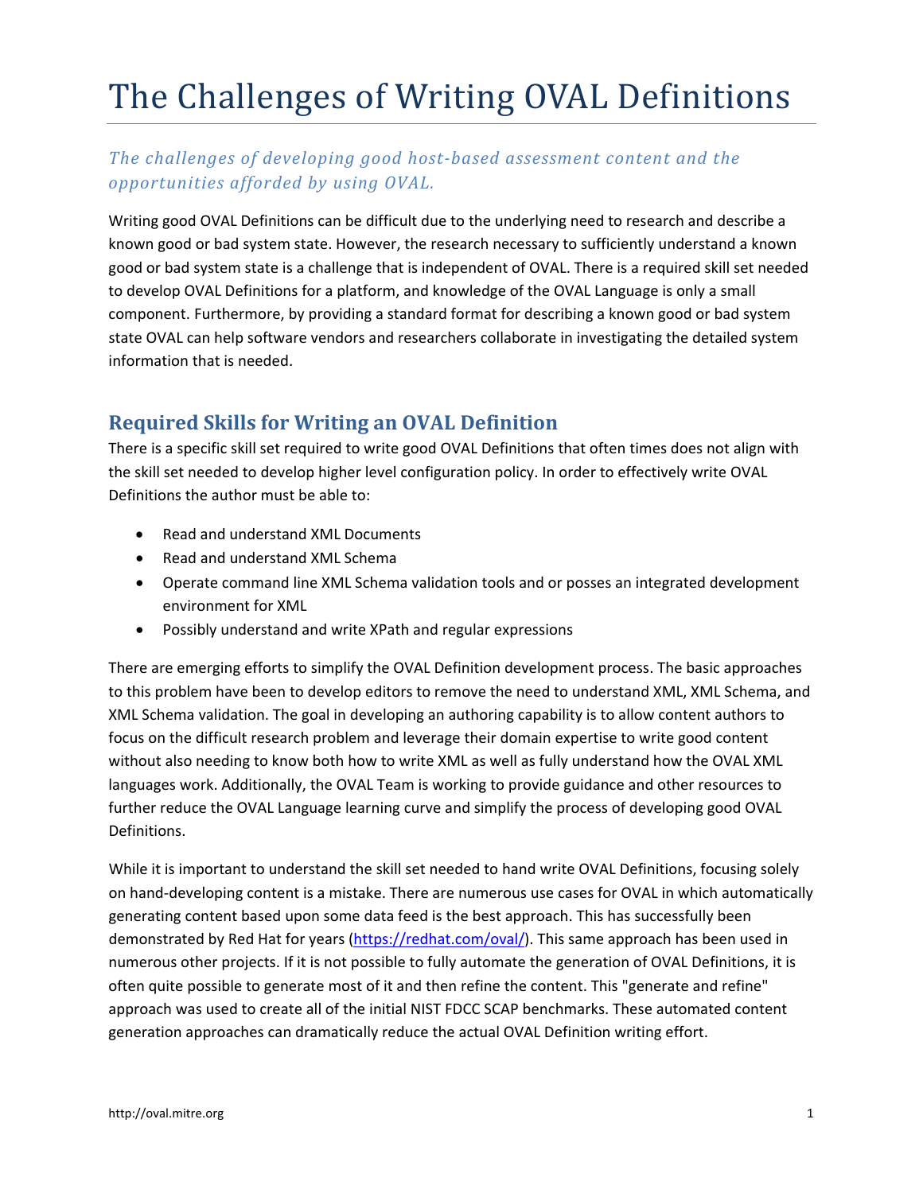# The Challenges of Writing OVAL Definitions

*The challenges of developing good host-based assessment content and the opportunities afforded by using OVAL.*

Writing good OVAL Definitions can be difficult due to the underlying need to research and describe a known good or bad system state. However, the research necessary to sufficiently understand a known good or bad system state is a challenge that is independent of OVAL. There is a required skill set needed to develop OVAL Definitions for a platform, and knowledge of the OVAL Language is only a small component. Furthermore, by providing a standard format for describing a known good or bad system state OVAL can help software vendors and researchers collaborate in investigating the detailed system information that is needed.

## Required Skills for Writing an OVAL Definition

There is a specific skill set required to write good OVAL Definitions that often times does not align with the skill set needed to develop higher level configuration policy. In order to effectively write OVAL Definitions the author must be able to:

- Read and understand XML Documents
- Read and understand XML Schema
- Operate command line XML Schema validation tools and or posses an integrated development environment for XML
- Possibly understand and write XPath and regular expressions

There are emerging efforts to simplify the OVAL Definition development process. The basic approaches to this problem have been to develop editors to remove the need to understand XML, XML Schema, and XML Schema validation. The goal in developing an authoring capability is to allow content authors to focus on the difficult research problem and leverage their domain expertise to write good content without also needing to know both how to write XML as well as fully understand how the OVAL XML languages work. Additionally, the OVAL Team is working to provide guidance and other resources to further reduce the OVAL Language learning curve and simplify the process of developing good OVAL Definitions.

While it is important to understand the skill set needed to hand write OVAL Definitions, focusing solely on hand-developing content is a mistake. There are numerous use cases for OVAL in which automatically generating content based upon some data feed is the best approach. This has successfully been demonstrated by Red Hat for years ([https://redhat.com/oval/](https://redhat.com/oval/)). This same approach has been used in numerous other projects. If it is not possible to fully automate the generation of OVAL Definitions, it is often quite possible to generate most of it and then refine the content. This "generate and refine" approach was used to create all of the initial NIST FDCC SCAP benchmarks. These automated content generation approaches can dramatically reduce the actual OVAL Definition writing effort.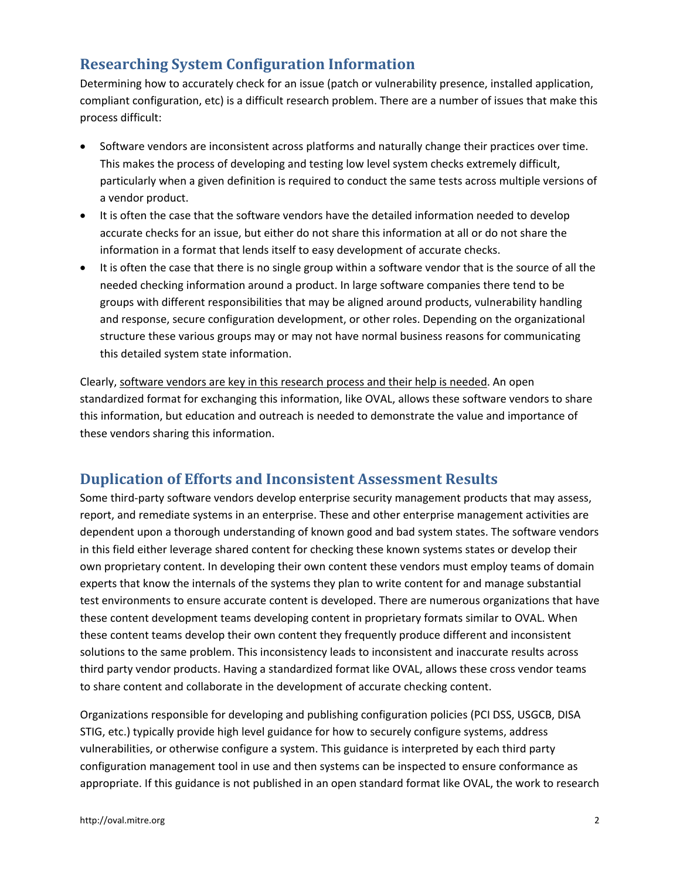## Researching System Configuration Information

Determining how to accurately check for an issue (patch or vulnerability presence, installed application, compliant configuration, etc) is a difficult research problem. There are a number of issues that make this process difficult:

- Software vendors are inconsistent across platforms and naturally change their practices over time. This makes the process of developing and testing low level system checks extremely difficult, particularly when a given definition is required to conduct the same tests across multiple versions of a vendor product.
- It is often the case that the software vendors have the detailed information needed to develop accurate checks for an issue, but either do not share this information at all or do not share the information in a format that lends itself to easy development of accurate checks.
- It is often the case that there is no single group within a software vendor that is the source of all the needed checking information around a product. In large software companies there tend to be groups with different responsibilities that may be aligned around products, vulnerability handling and response, secure configuration development, or other roles. Depending on the organizational structure these various groups may or may not have normal business reasons for communicating this detailed system state information.

Clearly, <u>software vendors are key in this research process and their help is needed</u>. An open standardized format for exchanging this information, like OVAL, allows these software vendors to share this information, but education and outreach is needed to demonstrate the value and importance of these vendors sharing this information.

## Duplication of Efforts and Inconsistent Assessment Results

Some third-party software vendors develop enterprise security management products that may assess, report, and remediate systems in an enterprise. These and other enterprise management activities are dependent upon a thorough understanding of known good and bad system states. The software vendors in this field either leverage shared content for checking these known systems states or develop their own proprietary content. In developing their own content these vendors must employ teams of domain experts that know the internals of the systems they plan to write content for and manage substantial test environments to ensure accurate content is developed. There are numerous organizations that have these content development teams developing content in proprietary formats similar to OVAL. When these content teams develop their own content they frequently produce different and inconsistent solutions to the same problem. This inconsistency leads to inconsistent and inaccurate results across third party vendor products. Having a standardized format like OVAL, allows these cross vendor teams to share content and collaborate in the development of accurate checking content.

Organizations responsible for developing and publishing configuration policies (PCI DSS, USGCB, DISA STIG, etc.) typically provide high level guidance for how to securely configure systems, address vulnerabilities, or otherwise configure a system. This guidance is interpreted by each third party configuration management tool in use and then systems can be inspected to ensure conformance as appropriate. If this guidance is not published in an open standard format like OVAL, the work to research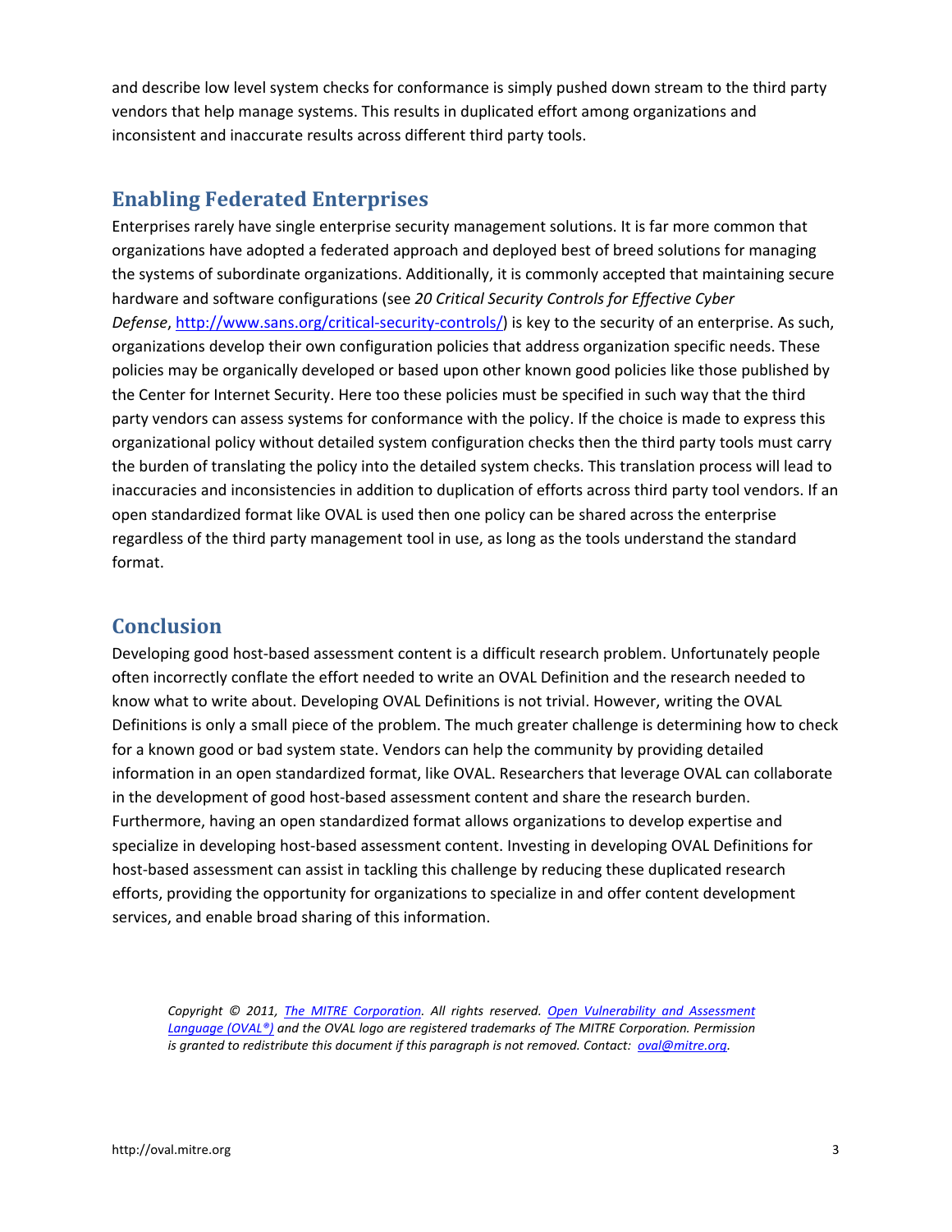and describe low level system checks for conformance is simply pushed down stream to the third party vendors that help manage systems. This results in duplicated effort among organizations and inconsistent and inaccurate results across different third party tools.

## Enabling Federated Enterprises

Enterprises rarely have single enterprise security management solutions. It is far more common that organizations have adopted a federated approach and deployed best of breed solutions for managing the systems of subordinate organizations. Additionally, it is commonly accepted that maintaining secure hardware and software configurations (see *20 Critical Security Controls for Effective Cyber Defense*, [http://www.sans.org/critical-security-controls/](http://www.sans.org/critical-security-controls/)) is key to the security of an enterprise. As such, organizations develop their own configuration policies that address organization specific needs. These policies may be organically developed or based upon other known good policies like those published by the Center for Internet Security. Here too these policies must be specified in such way that the third party vendors can assess systems for conformance with the policy. If the choice is made to express this organizational policy without detailed system configuration checks then the third party tools must carry the burden of translating the policy into the detailed system checks. This translation process will lead to inaccuracies and inconsistencies in addition to duplication of efforts across third party tool vendors. If an open standardized format like OVAL is used then one policy can be shared across the enterprise regardless of the third party management tool in use, as long as the tools understand the standard format.

## Conclusion

Developing good host-based assessment content is a difficult research problem. Unfortunately people often incorrectly conflate the effort needed to write an OVAL Definition and the research needed to know what to write about. Developing OVAL Definitions is not trivial. However, writing the OVAL Definitions is only a small piece of the problem. The much greater challenge is determining how to check for a known good or bad system state. Vendors can help the community by providing detailed information in an open standardized format, like OVAL. Researchers that leverage OVAL can collaborate in the development of good host-based assessment content and share the research burden. Furthermore, having an open standardized format allows organizations to develop expertise and specialize in developing host-based assessment content. Investing in developing OVAL Definitions for host-based assessment can assist in tackling this challenge by reducing these duplicated research efforts, providing the opportunity for organizations to specialize in and offer content development services, and enable broad sharing of this information.

*Copyright © 2011, [The MITRE Corporation](http://www.mitre.org). All rights reserved. [Open Vulnerability and Assessment Language (OVAL®)](http://oval.mitre.org) and the OVAL logo are registered trademarks of The MITRE Corporation. Permission is granted to redistribute this document if this paragraph is not removed. Contact: [oval@mitre.org](mailto:oval@mitre.org).*